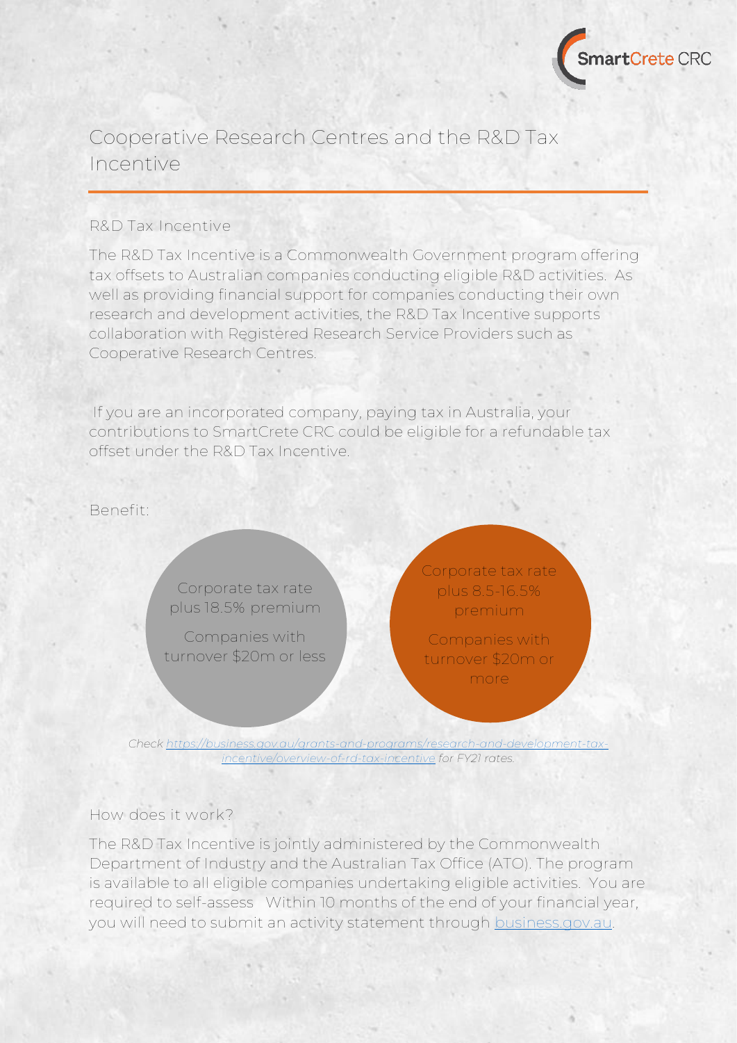# Cooperative Research Centres and the R&D Tax Incentive

## R&D Tax Incentive

The R&D Tax Incentive is a Commonwealth Government program offering tax offsets to Australian companies conducting eligible R&D activities. As well as providing financial support for companies conducting their own research and development activities, the R&D Tax Incentive supports collaboration with Registered Research Service Providers such as Cooperative Research Centres.

If you are an incorporated company, paying tax in Australia, your contributions to SmartCrete CRC could be eligible for a refundable tax offset under the R&D Tax Incentive.

Benefit:

Corporate tax rate plus 18.5% premium

Companies with turnover $20m or less

Corporate tax rate plus 8.5-16.5% premium

Companies with turnover $20m or more

*Check [https://business.gov.au/grants-and-programs/research-and-development-tax-incentive/overview-of-rd-tax-incentive](https://business.gov.au/grants-and-programs/research-and-development-tax-incentive/overview-of-rd-tax-incentive) for FY21 rates.*

## How does it work?

The R&D Tax Incentive is jointly administered by the Commonwealth Department of Industry and the Australian Tax Office (ATO). The program is available to all eligible companies undertaking eligible activities. You are required to self-assess Within 10 months of the end of your financial year, you will need to submit an activity statement through [business.gov.au](https://business.gov.au).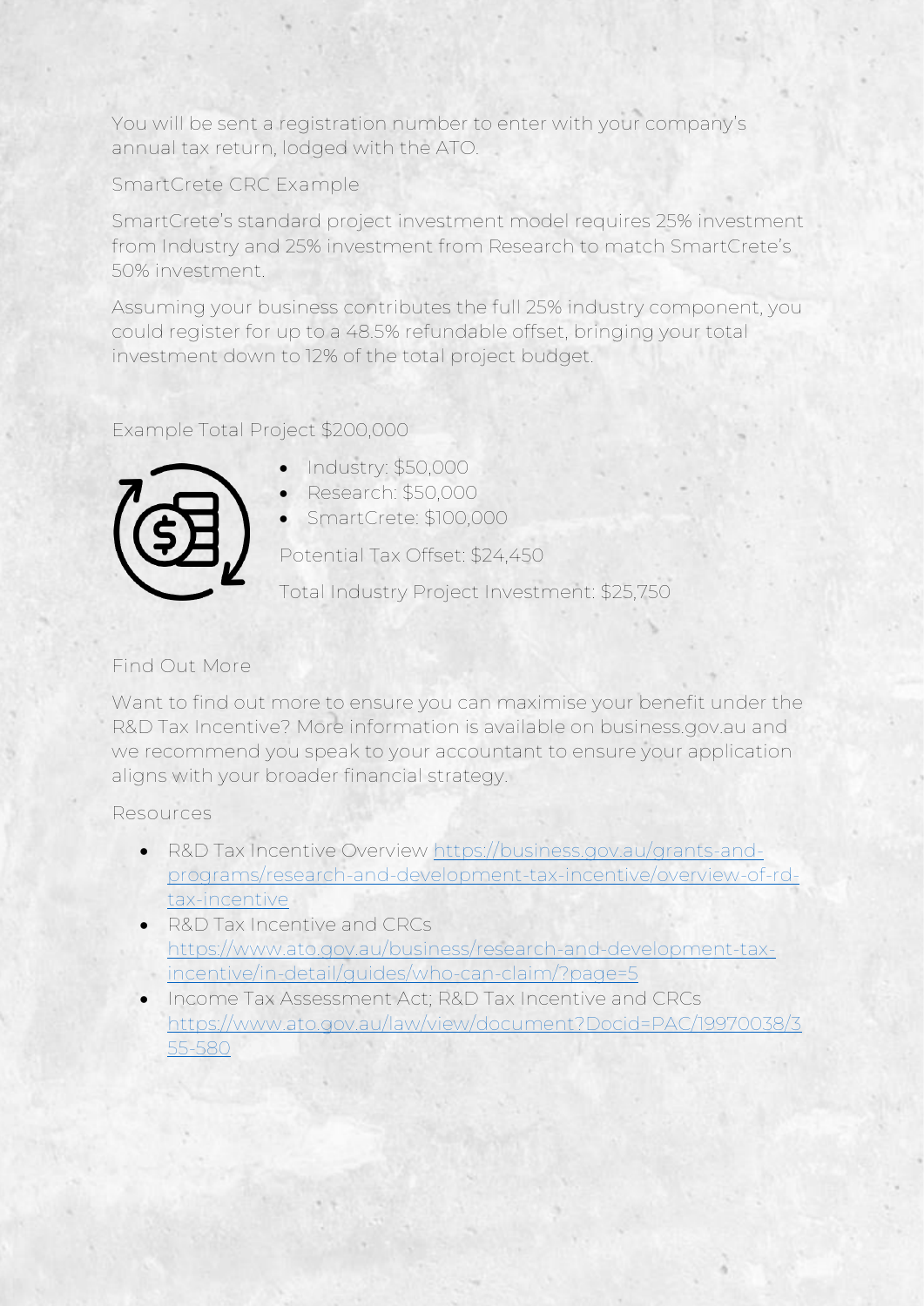You will be sent a registration number to enter with your company's annual tax return, lodged with the ATO.

## SmartCrete CRC Example

SmartCrete's standard project investment model requires 25% investment from Industry and 25% investment from Research to match SmartCrete's 50% investment.

Assuming your business contributes the full 25% industry component, you could register for up to a 48.5% refundable offset, bringing your total investment down to 12% of the total project budget.

Example Total Project $200,000

- Industry: $50,000
- Research: $50,000
- SmartCrete: $100,000

Potential Tax Offset: $24,450

Total Industry Project Investment: $25,750

## Find Out More

Want to find out more to ensure you can maximise your benefit under the R&D Tax Incentive? More information is available on business.gov.au and we recommend you speak to your accountant to ensure your application aligns with your broader financial strategy.

## Resources

- R&D Tax Incentive Overview https://business.gov.au/grants-and-programs/research-and-development-tax-incentive/overview-of-rd-tax-incentive
- R&D Tax Incentive and CRCs https://www.ato.gov.au/business/research-and-development-tax-incentive/in-detail/guides/who-can-claim/?page=5
- Income Tax Assessment Act; R&D Tax Incentive and CRCs https://www.ato.gov.au/law/view/document?Docid=PAC/19970038/355-580